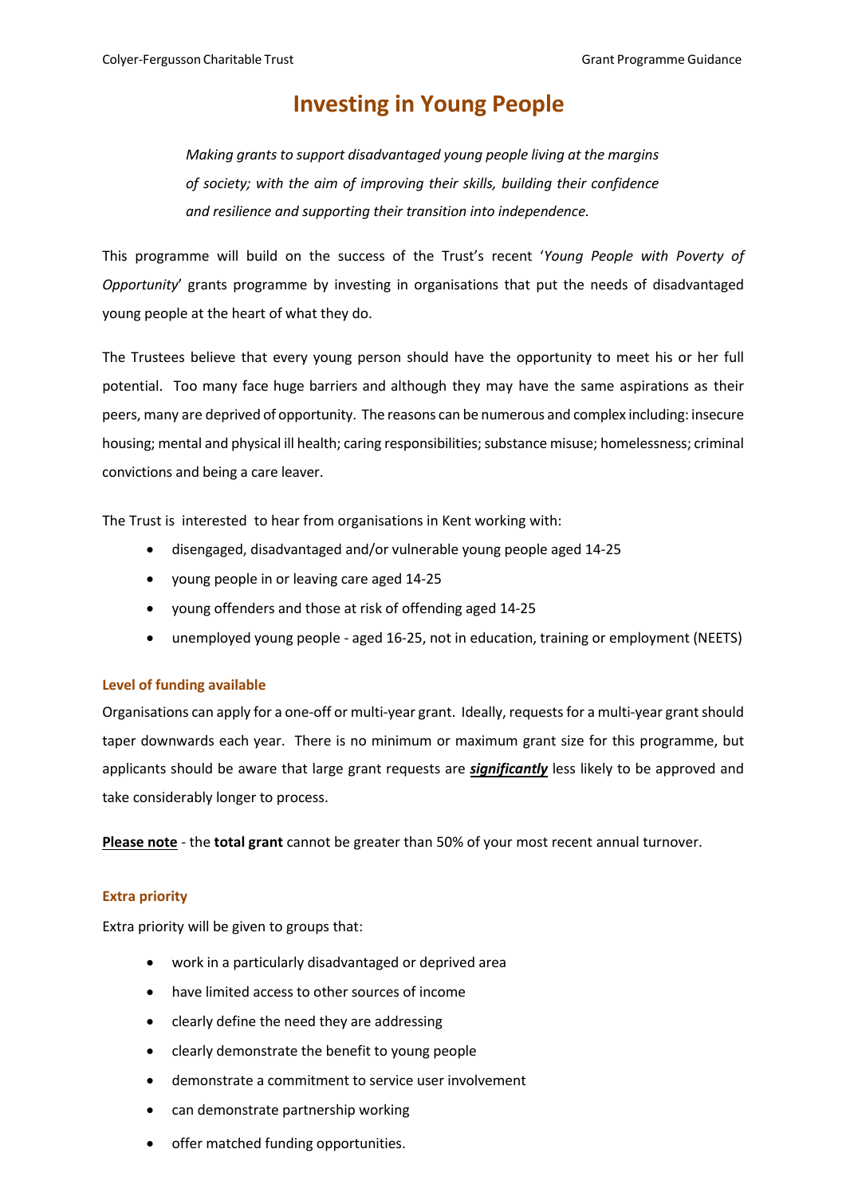# Investing in Young People

*Making grants to support disadvantaged young people living at the margins of society; with the aim of improving their skills, building their confidence and resilience and supporting their transition into independence.*

This programme will build on the success of the Trust's recent '*Young People with Poverty of Opportunity*' grants programme by investing in organisations that put the needs of disadvantaged young people at the heart of what they do.

The Trustees believe that every young person should have the opportunity to meet his or her full potential. Too many face huge barriers and although they may have the same aspirations as their peers, many are deprived of opportunity. The reasons can be numerous and complex including: insecure housing; mental and physical ill health; caring responsibilities; substance misuse; homelessness; criminal convictions and being a care leaver.

The Trust is interested to hear from organisations in Kent working with:

- disengaged, disadvantaged and/or vulnerable young people aged 14-25
- young people in or leaving care aged 14-25
- young offenders and those at risk of offending aged 14-25
- unemployed young people - aged 16-25, not in education, training or employment (NEETS)

### Level of funding available

Organisations can apply for a one-off or multi-year grant. Ideally, requests for a multi-year grant should taper downwards each year. There is no minimum or maximum grant size for this programme, but applicants should be aware that large grant requests are ***significantly*** less likely to be approved and take considerably longer to process.

**Please note** - the **total grant** cannot be greater than 50% of your most recent annual turnover.

### Extra priority

Extra priority will be given to groups that:

- work in a particularly disadvantaged or deprived area
- have limited access to other sources of income
- clearly define the need they are addressing
- clearly demonstrate the benefit to young people
- demonstrate a commitment to service user involvement
- can demonstrate partnership working
- offer matched funding opportunities.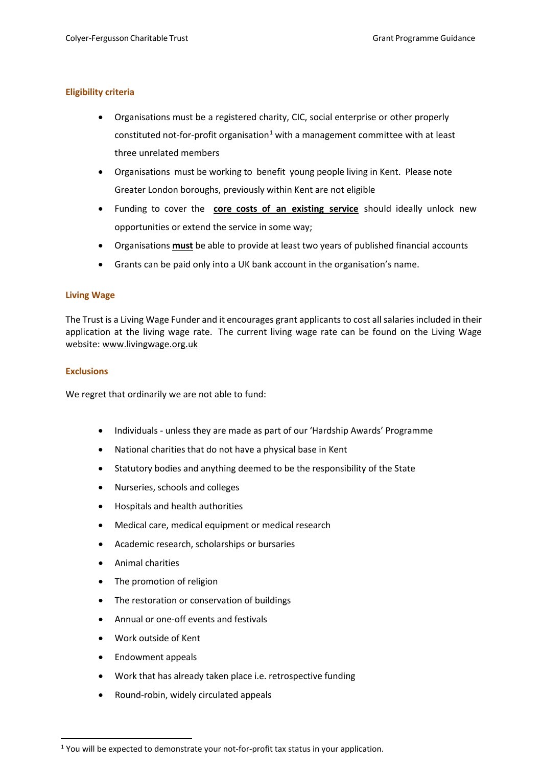### Eligibility criteria

- Organisations must be a registered charity, CIC, social enterprise or other properly constituted not-for-profit organisation[1] with a management committee with at least three unrelated members
- Organisations must be working to benefit young people living in Kent. Please note Greater London boroughs, previously within Kent are not eligible
- Funding to cover the **core costs of an existing service** should ideally unlock new opportunities or extend the service in some way;
- Organisations **must** be able to provide at least two years of published financial accounts
- Grants can be paid only into a UK bank account in the organisation's name.

### Living Wage

The Trust is a Living Wage Funder and it encourages grant applicants to cost all salaries included in their application at the living wage rate. The current living wage rate can be found on the Living Wage website: www.livingwage.org.uk

### Exclusions

We regret that ordinarily we are not able to fund:

- Individuals - unless they are made as part of our 'Hardship Awards' Programme
- National charities that do not have a physical base in Kent
- Statutory bodies and anything deemed to be the responsibility of the State
- Nurseries, schools and colleges
- Hospitals and health authorities
- Medical care, medical equipment or medical research
- Academic research, scholarships or bursaries
- Animal charities
- The promotion of religion
- The restoration or conservation of buildings
- Annual or one-off events and festivals
- Work outside of Kent
- Endowment appeals
- Work that has already taken place i.e. retrospective funding
- Round-robin, widely circulated appeals

[1] You will be expected to demonstrate your not-for-profit tax status in your application.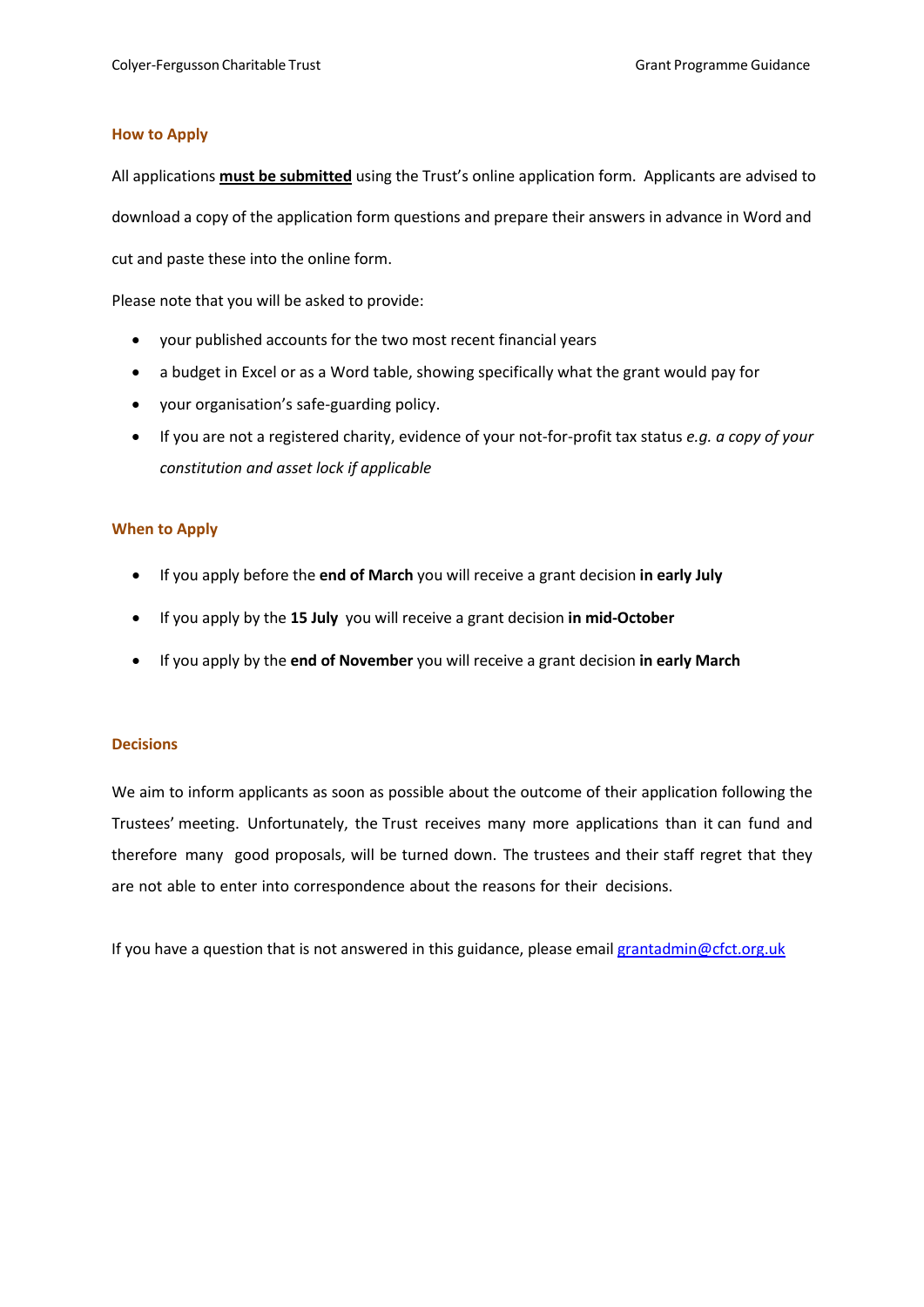## How to Apply

All applications **must be submitted** using the Trust's online application form. Applicants are advised to download a copy of the application form questions and prepare their answers in advance in Word and cut and paste these into the online form.

Please note that you will be asked to provide:

- your published accounts for the two most recent financial years
- a budget in Excel or as a Word table, showing specifically what the grant would pay for
- your organisation's safe-guarding policy.
- If you are not a registered charity, evidence of your not-for-profit tax status *e.g. a copy of your constitution and asset lock if applicable*

## When to Apply

- If you apply before the **end of March** you will receive a grant decision **in early July**
- If you apply by the **15 July** you will receive a grant decision **in mid-October**
- If you apply by the **end of November** you will receive a grant decision **in early March**

## Decisions

We aim to inform applicants as soon as possible about the outcome of their application following the Trustees' meeting. Unfortunately, the Trust receives many more applications than it can fund and therefore many good proposals, will be turned down. The trustees and their staff regret that they are not able to enter into correspondence about the reasons for their decisions.

If you have a question that is not answered in this guidance, please email grantadmin@cfct.org.uk